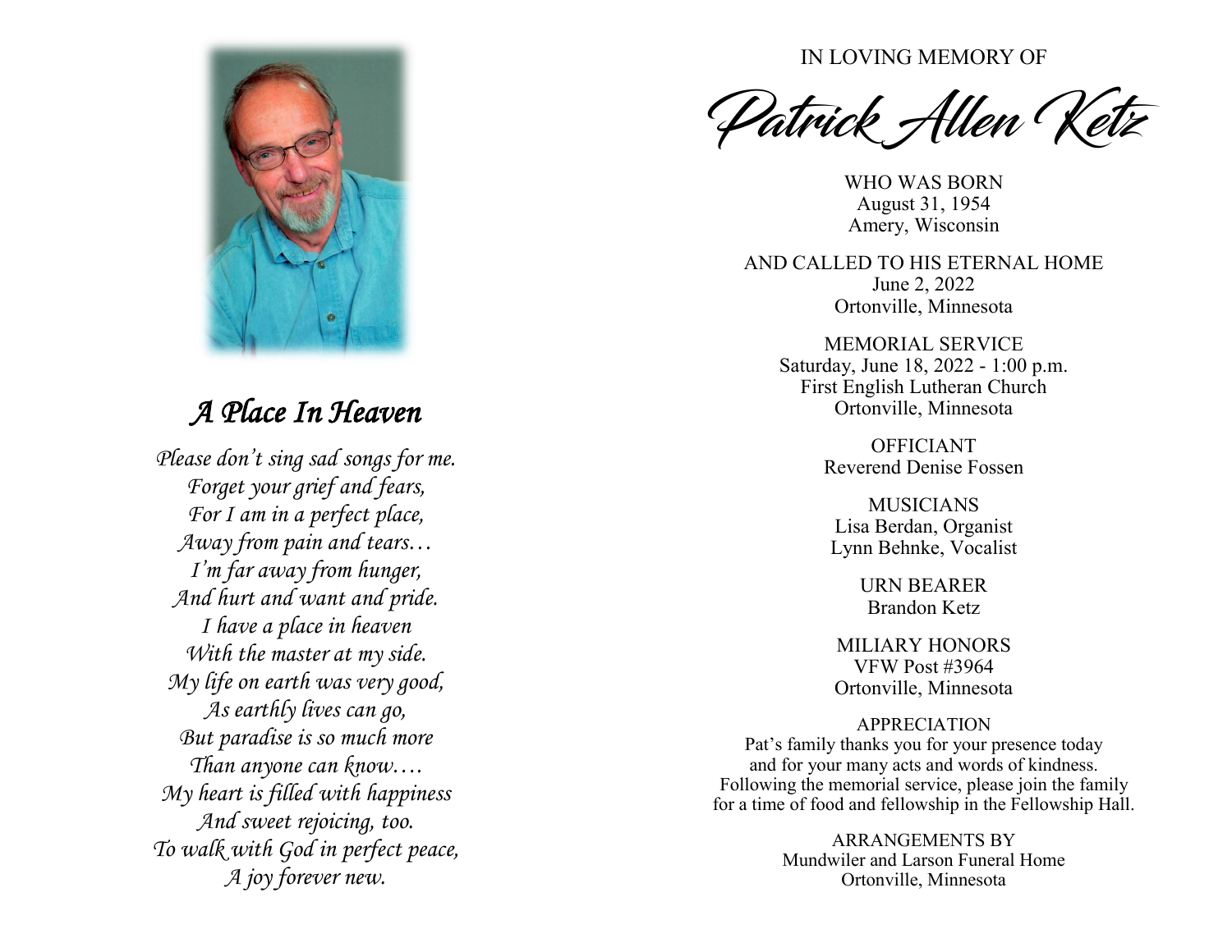## A Place In Heaven

*Please don't sing sad songs for me.*
*Forget your grief and fears,*
*For I am in a perfect place,*
*Away from pain and tears…*
*I'm far away from hunger,*
*And hurt and want and pride.*
*I have a place in heaven*
*With the master at my side.*
*My life on earth was very good,*
*As earthly lives can go,*
*But paradise is so much more*
*Than anyone can know….*
*My heart is filled with happiness*
*And sweet rejoicing, too.*
*To walk with God in perfect peace,*
*A joy forever new.*

IN LOVING MEMORY OF

# *Patrick Allen Ketz*

WHO WAS BORN
August 31, 1954
Amery, Wisconsin

AND CALLED TO HIS ETERNAL HOME
June 2, 2022
Ortonville, Minnesota

MEMORIAL SERVICE
Saturday, June 18, 2022 - 1:00 p.m.
First English Lutheran Church
Ortonville, Minnesota

OFFICIANT
Reverend Denise Fossen

MUSICIANS
Lisa Berdan, Organist
Lynn Behnke, Vocalist

URN BEARER
Brandon Ketz

MILIARY HONORS
VFW Post #3964
Ortonville, Minnesota

APPRECIATION
Pat's family thanks you for your presence today and for your many acts and words of kindness. Following the memorial service, please join the family for a time of food and fellowship in the Fellowship Hall.

ARRANGEMENTS BY
Mundwiler and Larson Funeral Home
Ortonville, Minnesota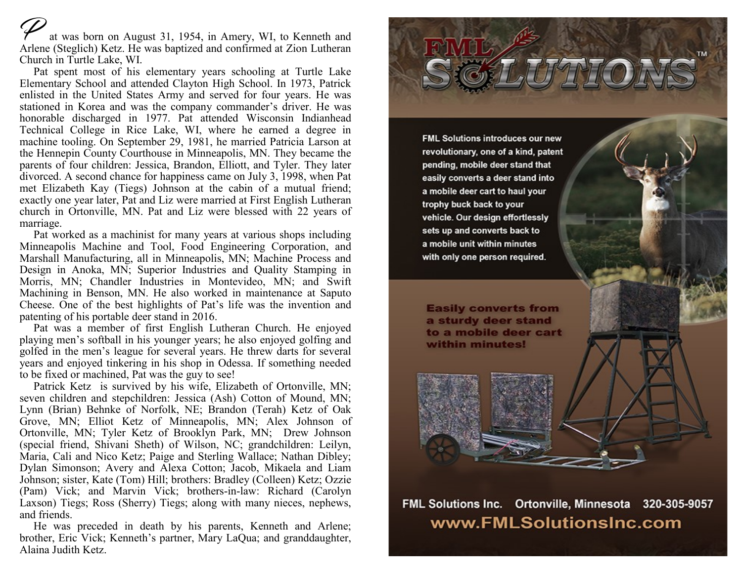Pat was born on August 31, 1954, in Amery, WI, to Kenneth and Arlene (Steglich) Ketz. He was baptized and confirmed at Zion Lutheran Church in Turtle Lake, WI.

Pat spent most of his elementary years schooling at Turtle Lake Elementary School and attended Clayton High School. In 1973, Patrick enlisted in the United States Army and served for four years. He was stationed in Korea and was the company commander's driver. He was honorable discharged in 1977. Pat attended Wisconsin Indianhead Technical College in Rice Lake, WI, where he earned a degree in machine tooling. On September 29, 1981, he married Patricia Larson at the Hennepin County Courthouse in Minneapolis, MN. They became the parents of four children: Jessica, Brandon, Elliott, and Tyler. They later divorced. A second chance for happiness came on July 3, 1998, when Pat met Elizabeth Kay (Tiegs) Johnson at the cabin of a mutual friend; exactly one year later, Pat and Liz were married at First English Lutheran church in Ortonville, MN. Pat and Liz were blessed with 22 years of marriage.

Pat worked as a machinist for many years at various shops including Minneapolis Machine and Tool, Food Engineering Corporation, and Marshall Manufacturing, all in Minneapolis, MN; Machine Process and Design in Anoka, MN; Superior Industries and Quality Stamping in Morris, MN; Chandler Industries in Montevideo, MN; and Swift Machining in Benson, MN. He also worked in maintenance at Saputo Cheese. One of the best highlights of Pat's life was the invention and patenting of his portable deer stand in 2016.

Pat was a member of first English Lutheran Church. He enjoyed playing men's softball in his younger years; he also enjoyed golfing and golfed in the men's league for several years. He threw darts for several years and enjoyed tinkering in his shop in Odessa. If something needed to be fixed or machined, Pat was the guy to see!

Patrick Ketz is survived by his wife, Elizabeth of Ortonville, MN; seven children and stepchildren: Jessica (Ash) Cotton of Mound, MN; Lynn (Brian) Behnke of Norfolk, NE; Brandon (Terah) Ketz of Oak Grove, MN; Elliot Ketz of Minneapolis, MN; Alex Johnson of Ortonville, MN; Tyler Ketz of Brooklyn Park, MN; Drew Johnson (special friend, Shivani Sheth) of Wilson, NC; grandchildren: Leilyn, Maria, Cali and Nico Ketz; Paige and Sterling Wallace; Nathan Dibley; Dylan Simonson; Avery and Alexa Cotton; Jacob, Mikaela and Liam Johnson; sister, Kate (Tom) Hill; brothers: Bradley (Colleen) Ketz; Ozzie (Pam) Vick; and Marvin Vick; brothers-in-law: Richard (Carolyn Laxson) Tiegs; Ross (Sherry) Tiegs; along with many nieces, nephews, and friends.

He was preceded in death by his parents, Kenneth and Arlene; brother, Eric Vick; Kenneth's partner, Mary LaQua; and granddaughter, Alaina Judith Ketz.

FML SOLUTIONS™

FML Solutions introduces our new revolutionary, one of a kind, patent pending, mobile deer stand that easily converts a deer stand into a mobile deer cart to haul your trophy buck back to your vehicle. Our design effortlessly sets up and converts back to a mobile unit within minutes with only one person required.

**Easily converts from a sturdy deer stand to a mobile deer cart within minutes!**

FML Solutions Inc. Ortonville, Minnesota 320-305-9057

www.FMLSolutionsInc.com